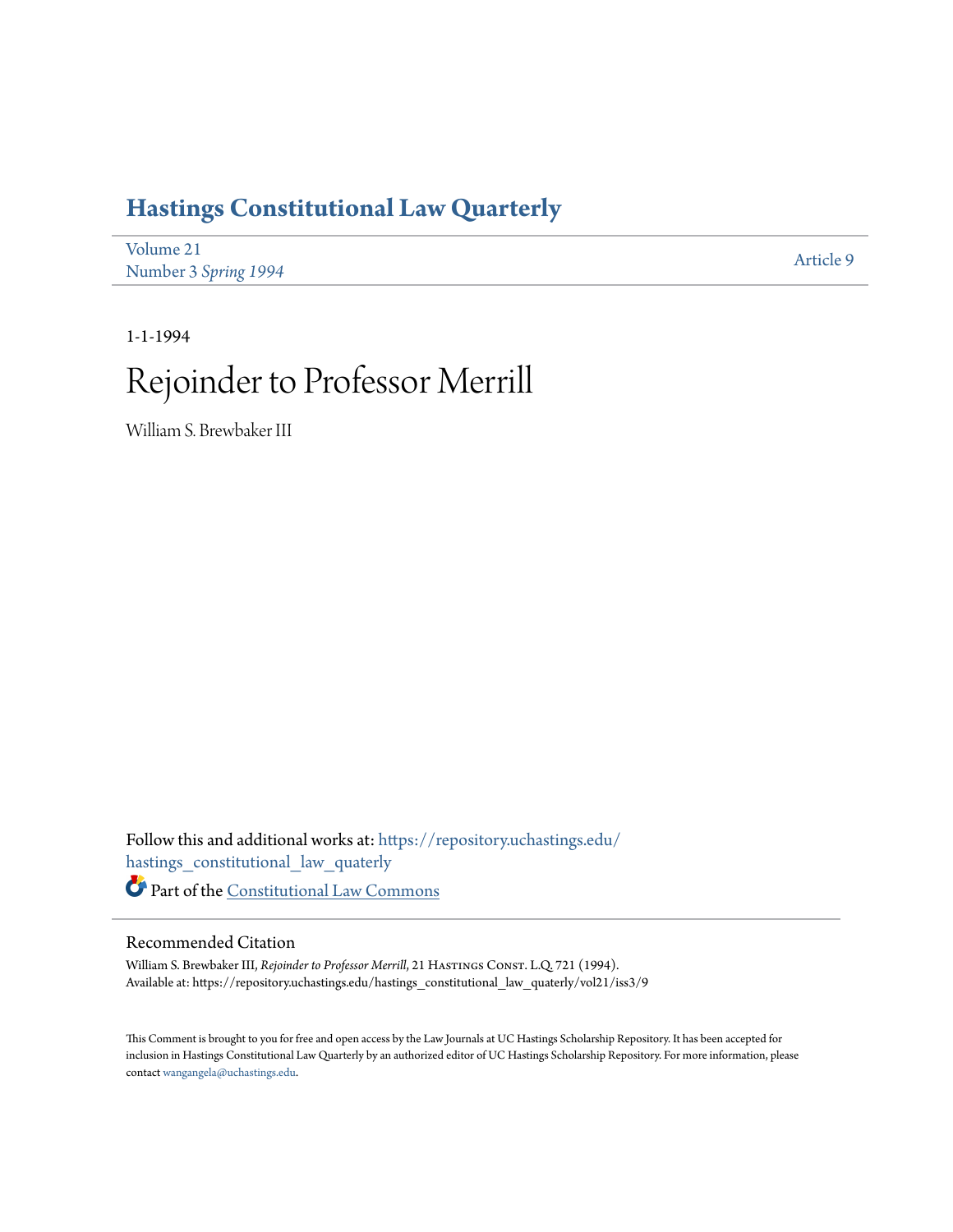# Hastings Constitutional Law Quarterly

Volume 21
Number 3 *Spring 1994*

Article 9

1-1-1994

# Rejoinder to Professor Merrill

William S. Brewbaker III

Follow this and additional works at: https://repository.uchastings.edu/hastings_constitutional_law_quaterly

Part of the Constitutional Law Commons

## Recommended Citation

William S. Brewbaker III, *Rejoinder to Professor Merrill*, 21 Hastings Const. L.Q. 721 (1994).
Available at: https://repository.uchastings.edu/hastings_constitutional_law_quaterly/vol21/iss3/9

This Comment is brought to you for free and open access by the Law Journals at UC Hastings Scholarship Repository. It has been accepted for inclusion in Hastings Constitutional Law Quarterly by an authorized editor of UC Hastings Scholarship Repository. For more information, please contact wangangela@uchastings.edu.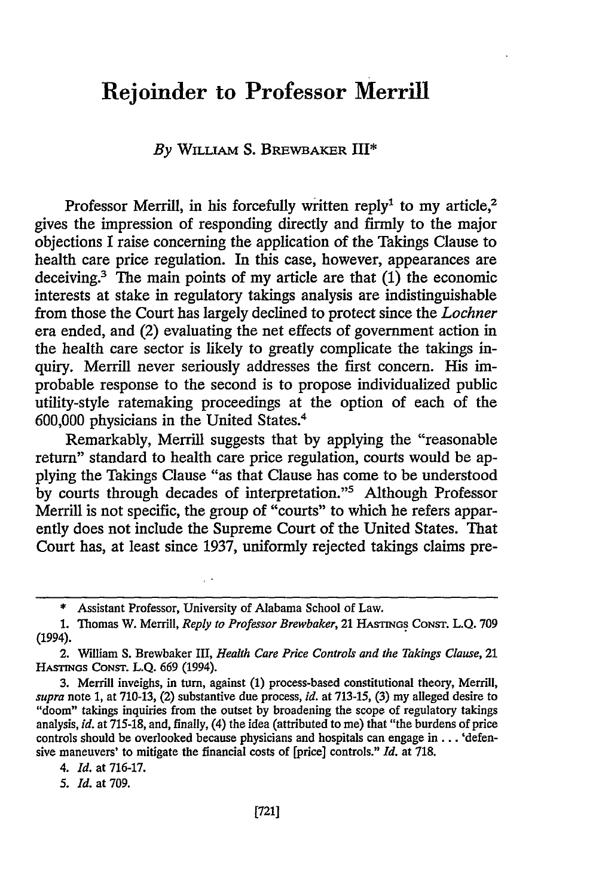# Rejoinder to Professor Merrill

*By* WILLIAM S. BREWBAKER III*

Professor Merrill, in his forcefully written reply[1] to my article,[2] gives the impression of responding directly and firmly to the major objections I raise concerning the application of the Takings Clause to health care price regulation. In this case, however, appearances are deceiving.[3] The main points of my article are that (1) the economic interests at stake in regulatory takings analysis are indistinguishable from those the Court has largely declined to protect since the *Lochner* era ended, and (2) evaluating the net effects of government action in the health care sector is likely to greatly complicate the takings inquiry. Merrill never seriously addresses the first concern. His improbable response to the second is to propose individualized public utility-style ratemaking proceedings at the option of each of the 600,000 physicians in the United States.[4]

Remarkably, Merrill suggests that by applying the "reasonable return" standard to health care price regulation, courts would be applying the Takings Clause "as that Clause has come to be understood by courts through decades of interpretation."[5] Although Professor Merrill is not specific, the group of "courts" to which he refers apparently does not include the Supreme Court of the United States. That Court has, at least since 1937, uniformly rejected takings claims pre-

---

\* Assistant Professor, University of Alabama School of Law.

1. Thomas W. Merrill, *Reply to Professor Brewbaker*, 21 HASTINGS CONST. L.Q. 709 (1994).

2. William S. Brewbaker III, *Health Care Price Controls and the Takings Clause*, 21 HASTINGS CONST. L.Q. 669 (1994).

3. Merrill inveighs, in turn, against (1) process-based constitutional theory, Merrill, *supra* note 1, at 710-13, (2) substantive due process, *id.* at 713-15, (3) my alleged desire to "doom" takings inquiries from the outset by broadening the scope of regulatory takings analysis, *id.* at 715-18, and, finally, (4) the idea (attributed to me) that "the burdens of price controls should be overlooked because physicians and hospitals can engage in . . . 'defensive maneuvers' to mitigate the financial costs of [price] controls." *Id.* at 718.

4. *Id.* at 716-17.

5. *Id.* at 709.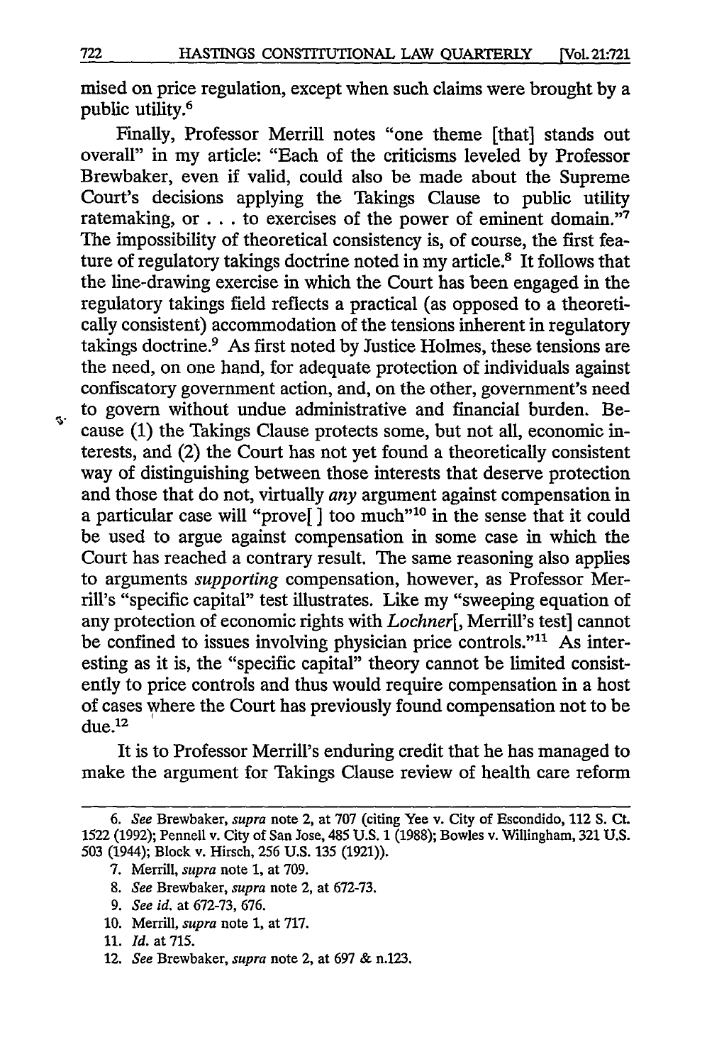mised on price regulation, except when such claims were brought by a public utility.[6]

Finally, Professor Merrill notes "one theme [that] stands out overall" in my article: "Each of the criticisms leveled by Professor Brewbaker, even if valid, could also be made about the Supreme Court's decisions applying the Takings Clause to public utility ratemaking, or . . . to exercises of the power of eminent domain."[7] The impossibility of theoretical consistency is, of course, the first feature of regulatory takings doctrine noted in my article.[8] It follows that the line-drawing exercise in which the Court has been engaged in the regulatory takings field reflects a practical (as opposed to a theoretically consistent) accommodation of the tensions inherent in regulatory takings doctrine.[9] As first noted by Justice Holmes, these tensions are the need, on one hand, for adequate protection of individuals against confiscatory government action, and, on the other, government's need to govern without undue administrative and financial burden. Because (1) the Takings Clause protects some, but not all, economic interests, and (2) the Court has not yet found a theoretically consistent way of distinguishing between those interests that deserve protection and those that do not, virtually *any* argument against compensation in a particular case will "prove[ ] too much"[10] in the sense that it could be used to argue against compensation in some case in which the Court has reached a contrary result. The same reasoning also applies to arguments *supporting* compensation, however, as Professor Merrill's "specific capital" test illustrates. Like my "sweeping equation of any protection of economic rights with *Lochner*[, Merrill's test] cannot be confined to issues involving physician price controls."[11] As interesting as it is, the "specific capital" theory cannot be limited consistently to price controls and thus would require compensation in a host of cases where the Court has previously found compensation not to be due.[12]

It is to Professor Merrill's enduring credit that he has managed to make the argument for Takings Clause review of health care reform

---

6. *See* Brewbaker, *supra* note 2, at 707 (citing Yee v. City of Escondido, 112 S. Ct. 1522 (1992); Pennell v. City of San Jose, 485 U.S. 1 (1988); Bowles v. Willingham, 321 U.S. 503 (1944); Block v. Hirsch, 256 U.S. 135 (1921)).

7. Merrill, *supra* note 1, at 709.

8. *See* Brewbaker, *supra* note 2, at 672-73.

9. *See id.* at 672-73, 676.

10. Merrill, *supra* note 1, at 717.

11. *Id.* at 715.

12. *See* Brewbaker, *supra* note 2, at 697 & n.123.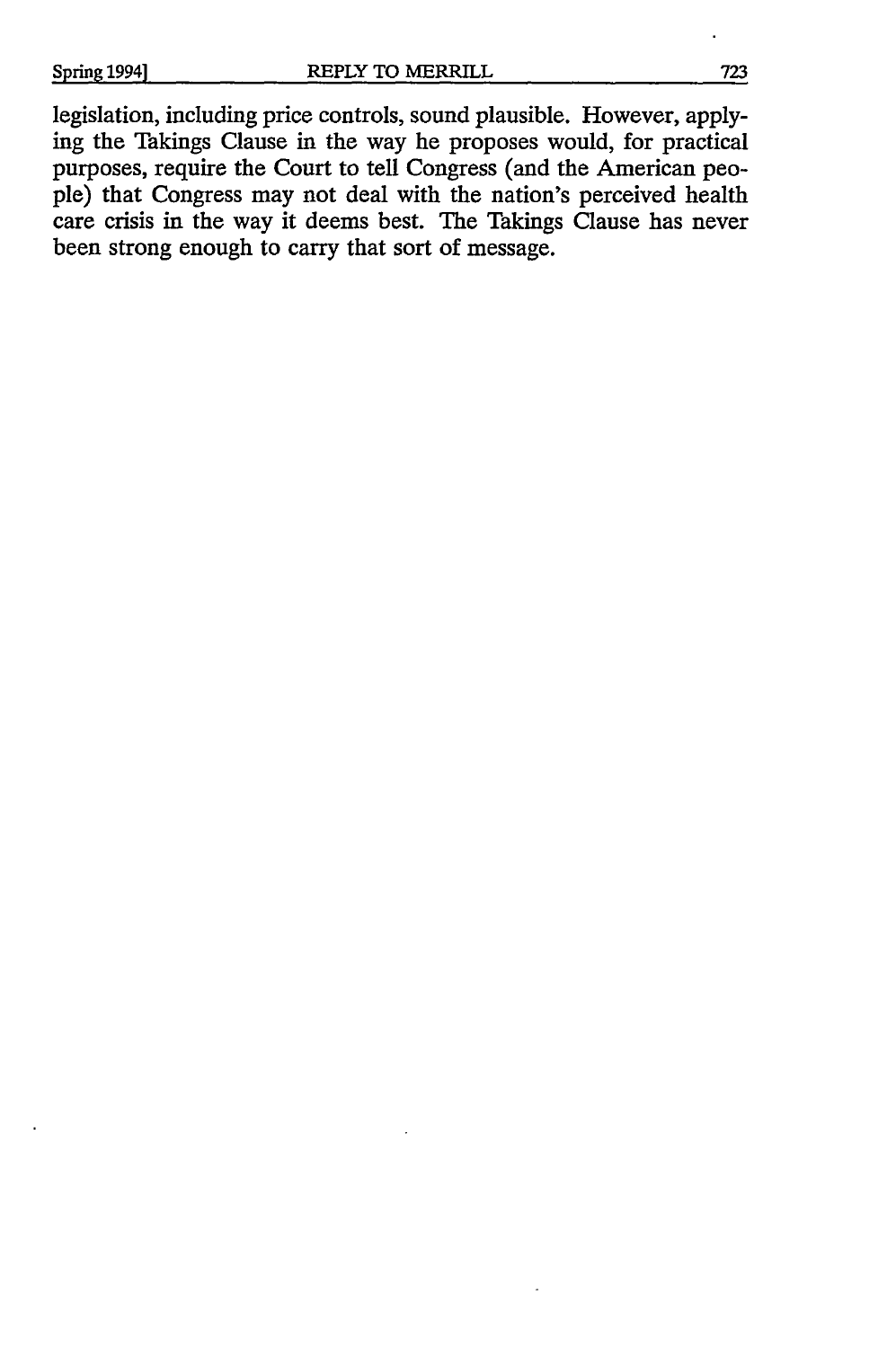legislation, including price controls, sound plausible. However, applying the Takings Clause in the way he proposes would, for practical purposes, require the Court to tell Congress (and the American people) that Congress may not deal with the nation's perceived health care crisis in the way it deems best. The Takings Clause has never been strong enough to carry that sort of message.